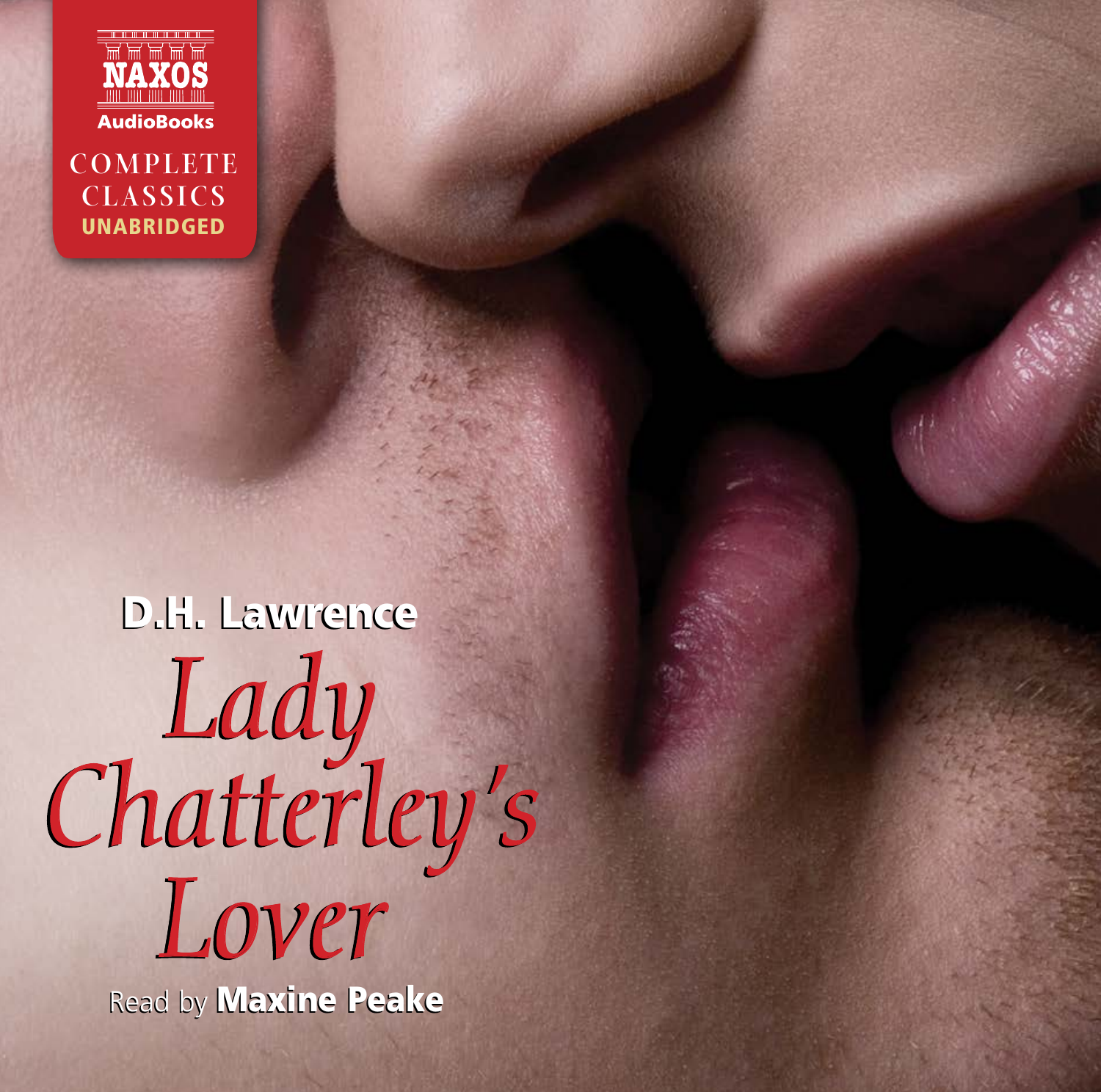NAXOS

AudioBooks

COMPLETE CLASSICS

UNABRIDGED

D.H. Lawrence

# *Lady Chatterley's Lover*

Read by **Maxine Peake**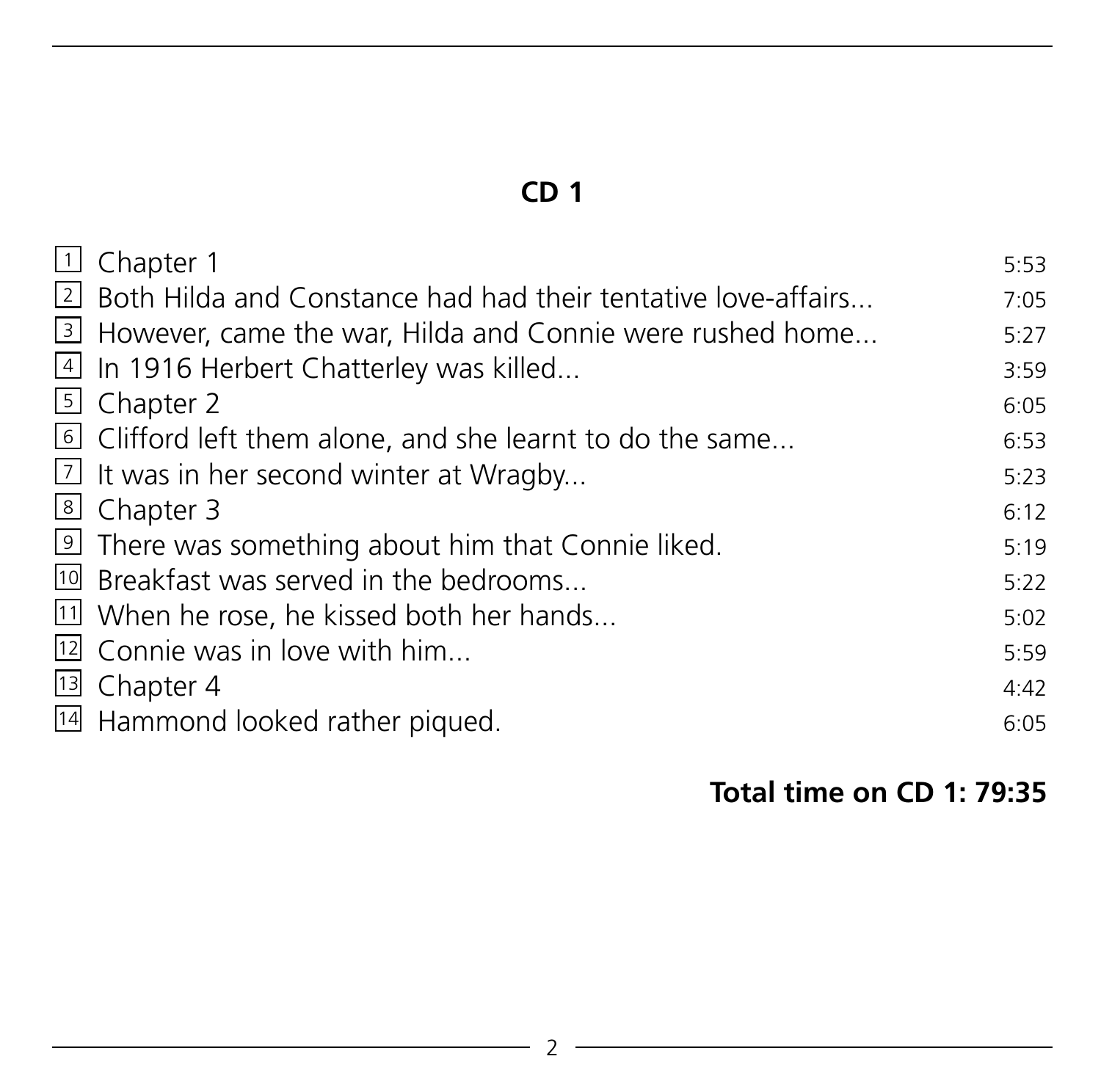## CD 1

| | | |
|---|---|---|
| 1 | Chapter 1 | 5:53 |
| 2 | Both Hilda and Constance had had their tentative love-affairs... | 7:05 |
| 3 | However, came the war, Hilda and Connie were rushed home... | 5:27 |
| 4 | In 1916 Herbert Chatterley was killed... | 3:59 |
| 5 | Chapter 2 | 6:05 |
| 6 | Clifford left them alone, and she learnt to do the same... | 6:53 |
| 7 | It was in her second winter at Wragby... | 5:23 |
| 8 | Chapter 3 | 6:12 |
| 9 | There was something about him that Connie liked. | 5:19 |
| 10 | Breakfast was served in the bedrooms... | 5:22 |
| 11 | When he rose, he kissed both her hands... | 5:02 |
| 12 | Connie was in love with him... | 5:59 |
| 13 | Chapter 4 | 4:42 |
| 14 | Hammond looked rather piqued. | 6:05 |

**Total time on CD 1: 79:35**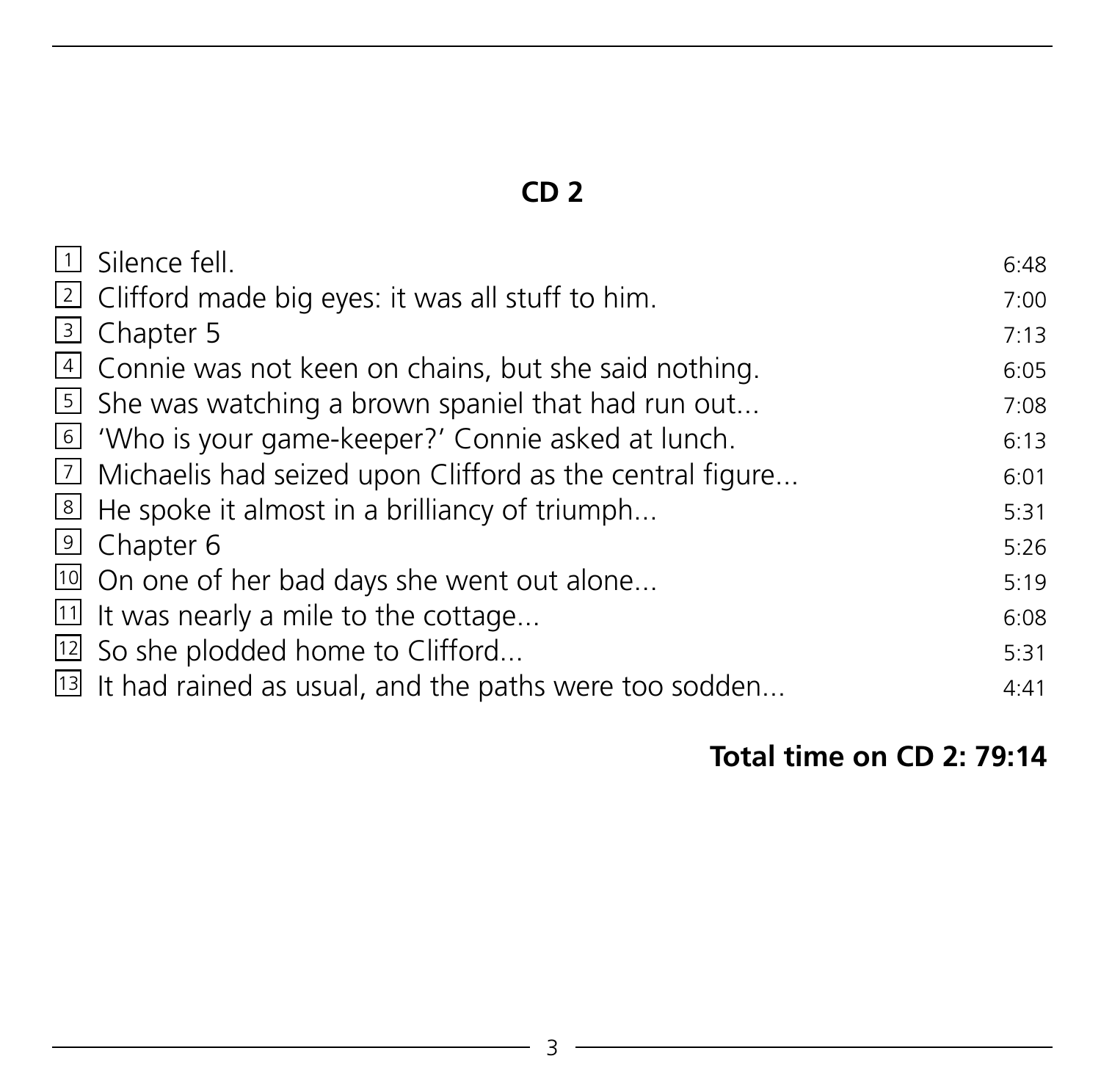## CD 2

| | | |
|---|---|---|
| 1 | Silence fell. | 6:48 |
| 2 | Clifford made big eyes: it was all stuff to him. | 7:00 |
| 3 | Chapter 5 | 7:13 |
| 4 | Connie was not keen on chains, but she said nothing. | 6:05 |
| 5 | She was watching a brown spaniel that had run out... | 7:08 |
| 6 | 'Who is your game-keeper?' Connie asked at lunch. | 6:13 |
| 7 | Michaelis had seized upon Clifford as the central figure... | 6:01 |
| 8 | He spoke it almost in a brilliancy of triumph... | 5:31 |
| 9 | Chapter 6 | 5:26 |
| 10 | On one of her bad days she went out alone... | 5:19 |
| 11 | It was nearly a mile to the cottage... | 6:08 |
| 12 | So she plodded home to Clifford... | 5:31 |
| 13 | It had rained as usual, and the paths were too sodden... | 4:41 |

**Total time on CD 2: 79:14**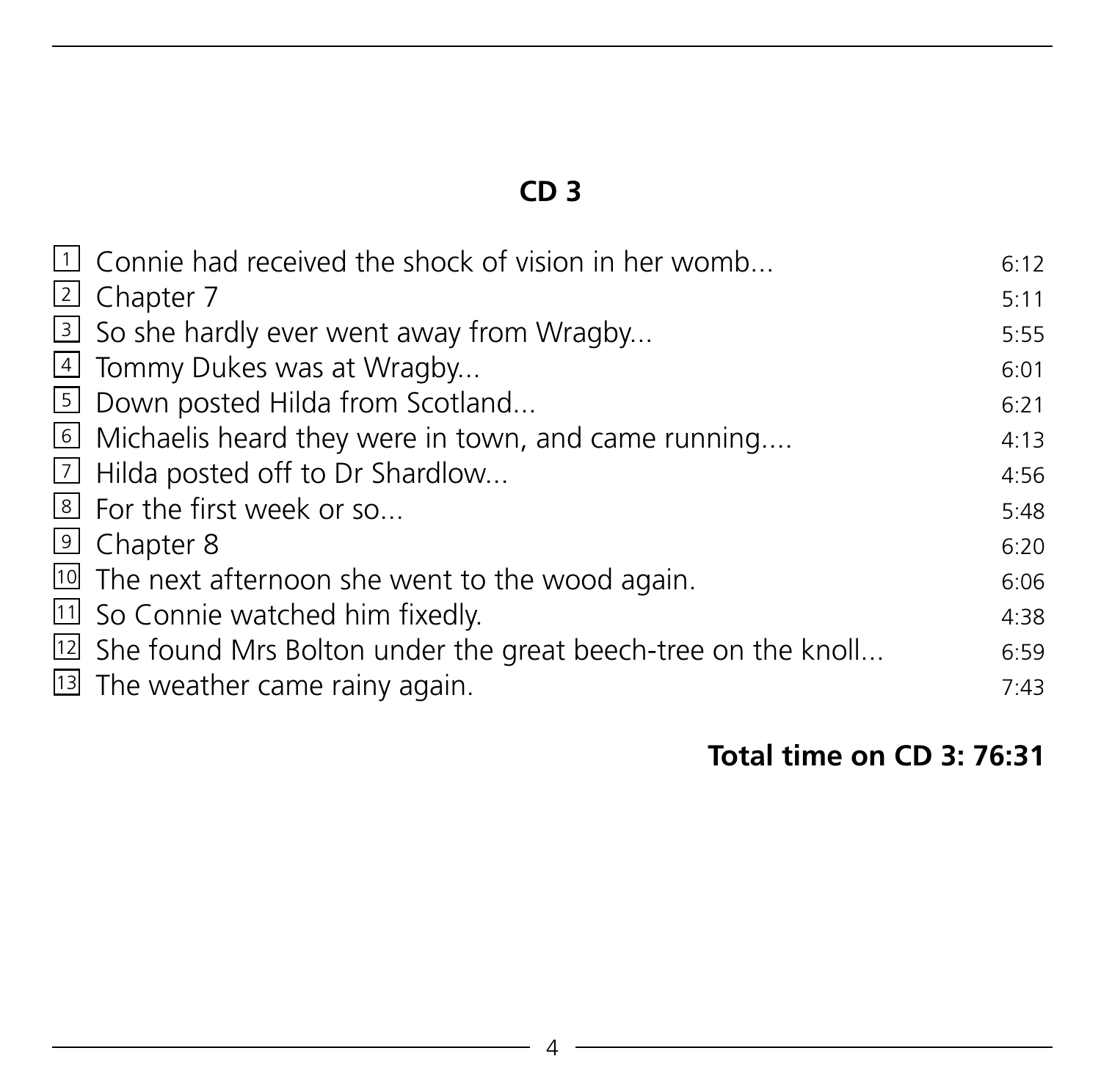## CD 3

| | | |
|---|---|---|
| 1 | Connie had received the shock of vision in her womb... | 6:12 |
| 2 | Chapter 7 | 5:11 |
| 3 | So she hardly ever went away from Wragby... | 5:55 |
| 4 | Tommy Dukes was at Wragby... | 6:01 |
| 5 | Down posted Hilda from Scotland... | 6:21 |
| 6 | Michaelis heard they were in town, and came running.... | 4:13 |
| 7 | Hilda posted off to Dr Shardlow... | 4:56 |
| 8 | For the first week or so... | 5:48 |
| 9 | Chapter 8 | 6:20 |
| 10 | The next afternoon she went to the wood again. | 6:06 |
| 11 | So Connie watched him fixedly. | 4:38 |
| 12 | She found Mrs Bolton under the great beech-tree on the knoll... | 6:59 |
| 13 | The weather came rainy again. | 7:43 |

**Total time on CD 3: 76:31**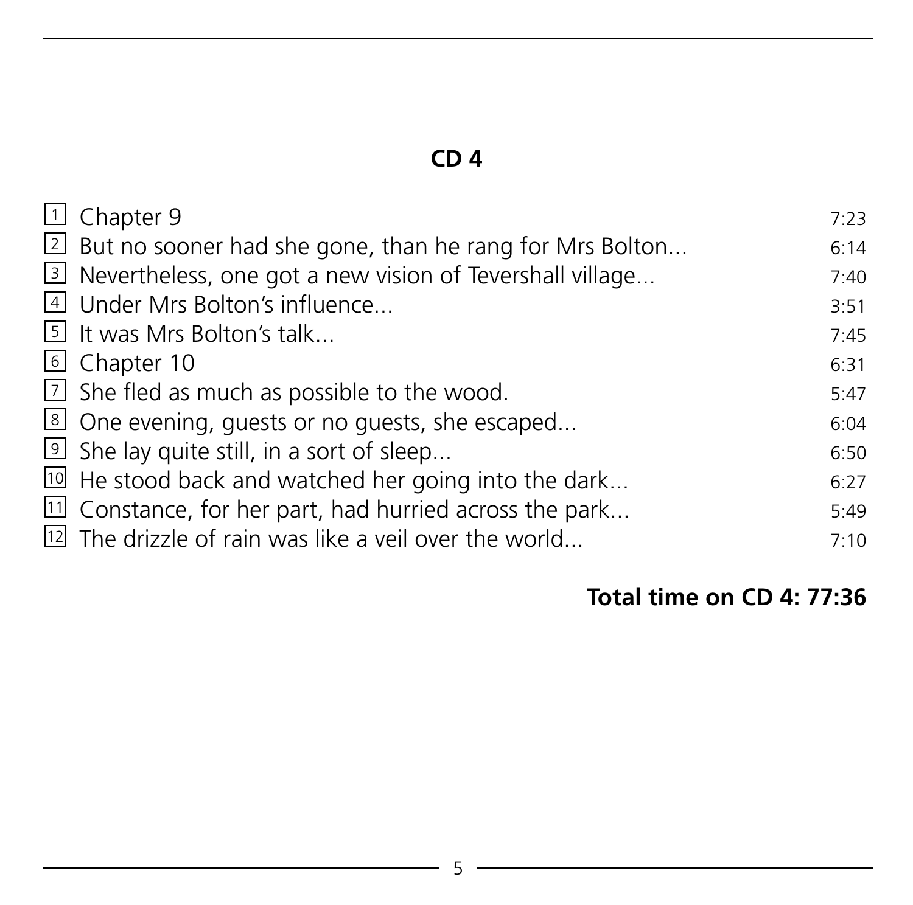## CD 4

| | | |
|---|---|---|
| 1 | Chapter 9 | 7:23 |
| 2 | But no sooner had she gone, than he rang for Mrs Bolton... | 6:14 |
| 3 | Nevertheless, one got a new vision of Tevershall village... | 7:40 |
| 4 | Under Mrs Bolton's influence... | 3:51 |
| 5 | It was Mrs Bolton's talk... | 7:45 |
| 6 | Chapter 10 | 6:31 |
| 7 | She fled as much as possible to the wood. | 5:47 |
| 8 | One evening, guests or no guests, she escaped... | 6:04 |
| 9 | She lay quite still, in a sort of sleep... | 6:50 |
| 10 | He stood back and watched her going into the dark... | 6:27 |
| 11 | Constance, for her part, had hurried across the park... | 5:49 |
| 12 | The drizzle of rain was like a veil over the world... | 7:10 |

**Total time on CD 4: 77:36**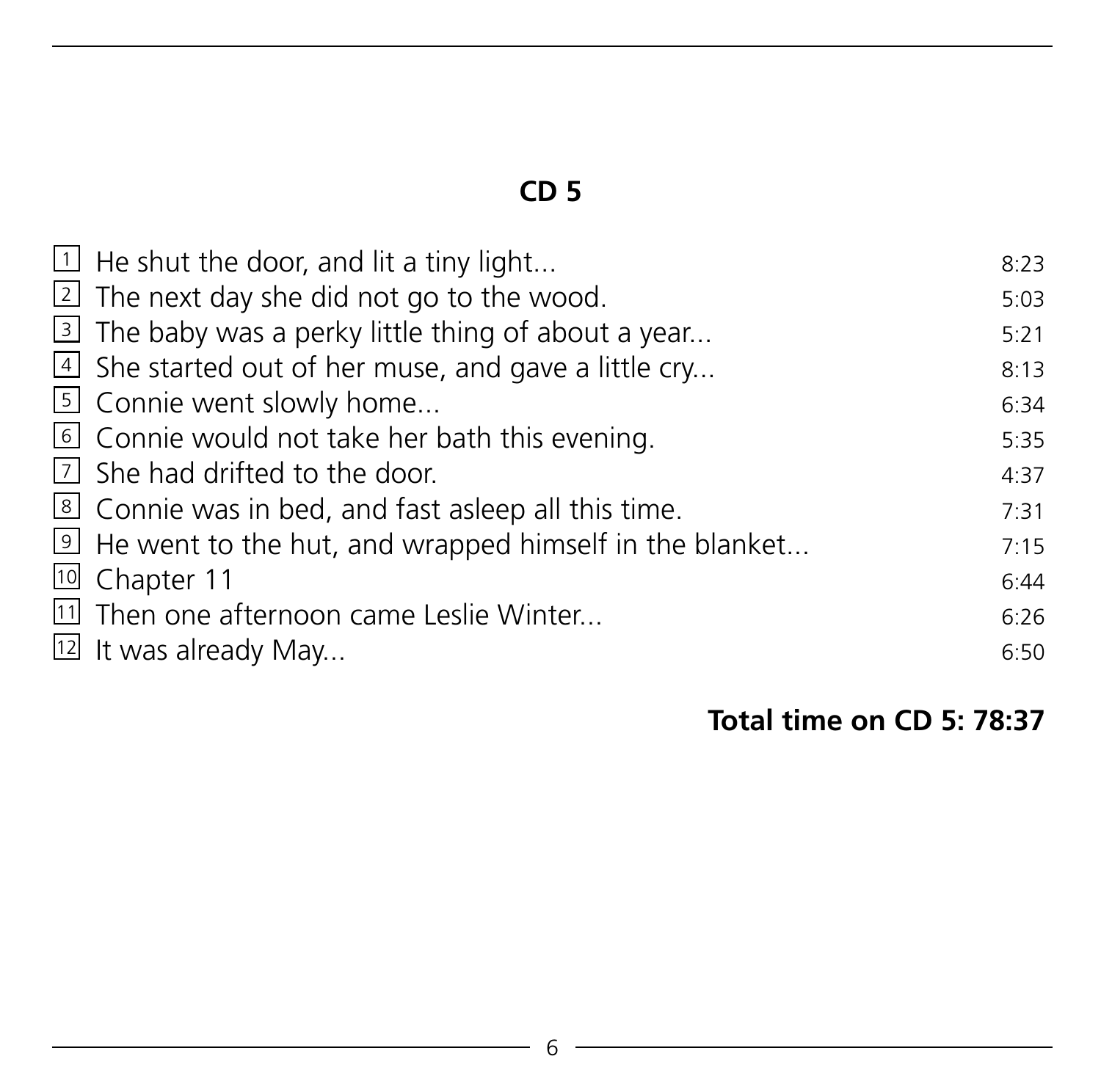## CD 5

| | | |
|---|---|---|
| 1 | He shut the door, and lit a tiny light... | 8:23 |
| 2 | The next day she did not go to the wood. | 5:03 |
| 3 | The baby was a perky little thing of about a year... | 5:21 |
| 4 | She started out of her muse, and gave a little cry... | 8:13 |
| 5 | Connie went slowly home... | 6:34 |
| 6 | Connie would not take her bath this evening. | 5:35 |
| 7 | She had drifted to the door. | 4:37 |
| 8 | Connie was in bed, and fast asleep all this time. | 7:31 |
| 9 | He went to the hut, and wrapped himself in the blanket... | 7:15 |
| 10 | Chapter 11 | 6:44 |
| 11 | Then one afternoon came Leslie Winter... | 6:26 |
| 12 | It was already May... | 6:50 |

**Total time on CD 5: 78:37**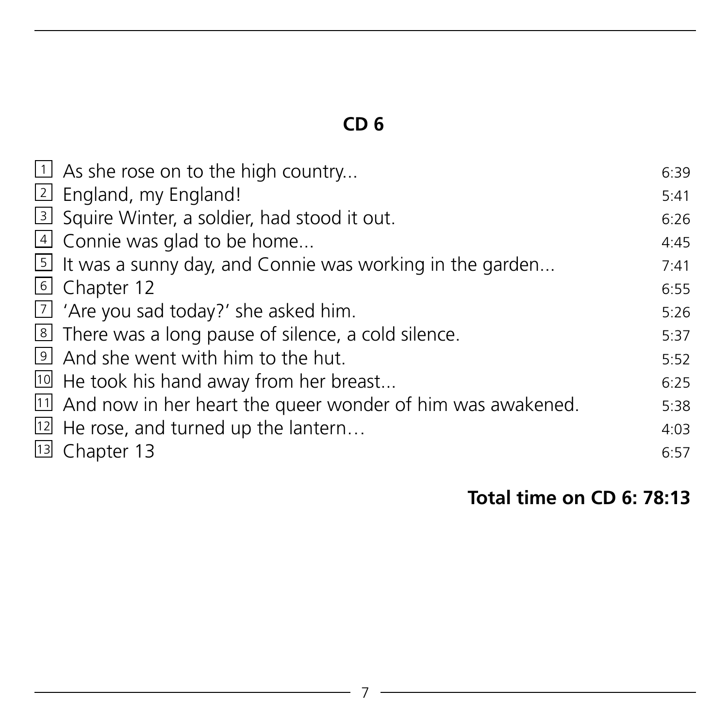## CD 6

| | | |
|---|---|---|
| 1 | As she rose on to the high country... | 6:39 |
| 2 | England, my England! | 5:41 |
| 3 | Squire Winter, a soldier, had stood it out. | 6:26 |
| 4 | Connie was glad to be home... | 4:45 |
| 5 | It was a sunny day, and Connie was working in the garden... | 7:41 |
| 6 | Chapter 12 | 6:55 |
| 7 | 'Are you sad today?' she asked him. | 5:26 |
| 8 | There was a long pause of silence, a cold silence. | 5:37 |
| 9 | And she went with him to the hut. | 5:52 |
| 10 | He took his hand away from her breast... | 6:25 |
| 11 | And now in her heart the queer wonder of him was awakened. | 5:38 |
| 12 | He rose, and turned up the lantern… | 4:03 |
| 13 | Chapter 13 | 6:57 |

**Total time on CD 6: 78:13**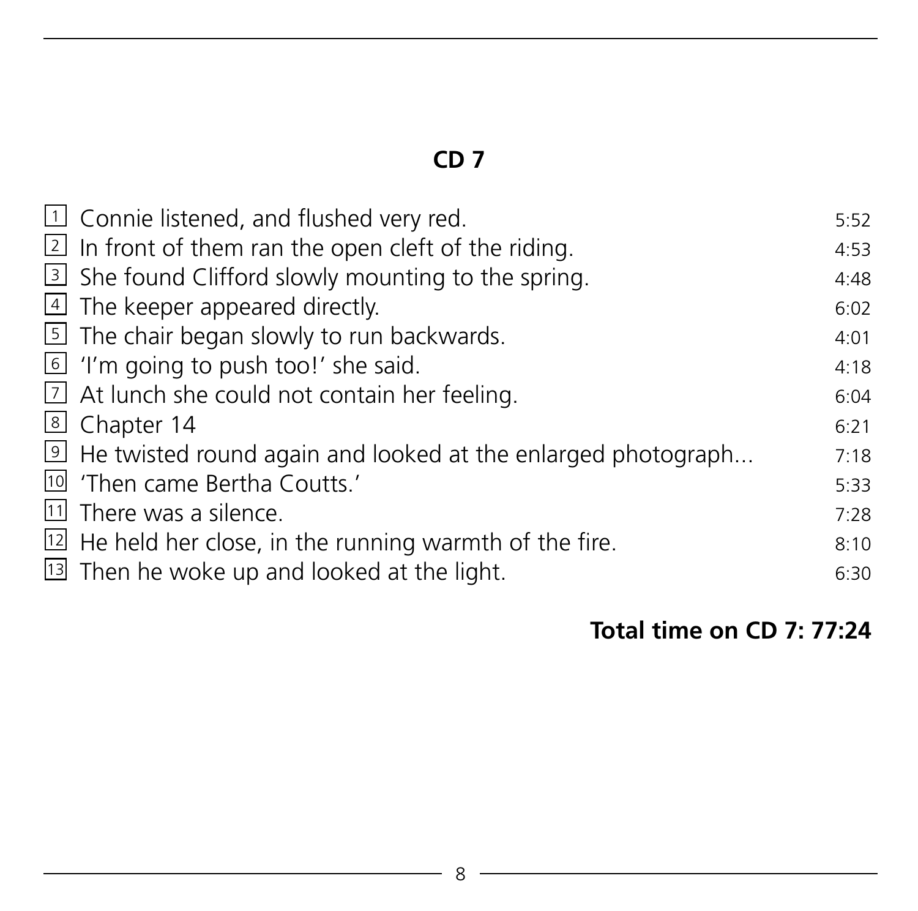## CD 7

| # | Track | Time |
|---|---|---|
| 1 | Connie listened, and flushed very red. | 5:52 |
| 2 | In front of them ran the open cleft of the riding. | 4:53 |
| 3 | She found Clifford slowly mounting to the spring. | 4:48 |
| 4 | The keeper appeared directly. | 6:02 |
| 5 | The chair began slowly to run backwards. | 4:01 |
| 6 | 'I'm going to push too!' she said. | 4:18 |
| 7 | At lunch she could not contain her feeling. | 6:04 |
| 8 | Chapter 14 | 6:21 |
| 9 | He twisted round again and looked at the enlarged photograph... | 7:18 |
| 10 | 'Then came Bertha Coutts.' | 5:33 |
| 11 | There was a silence. | 7:28 |
| 12 | He held her close, in the running warmth of the fire. | 8:10 |
| 13 | Then he woke up and looked at the light. | 6:30 |

**Total time on CD 7: 77:24**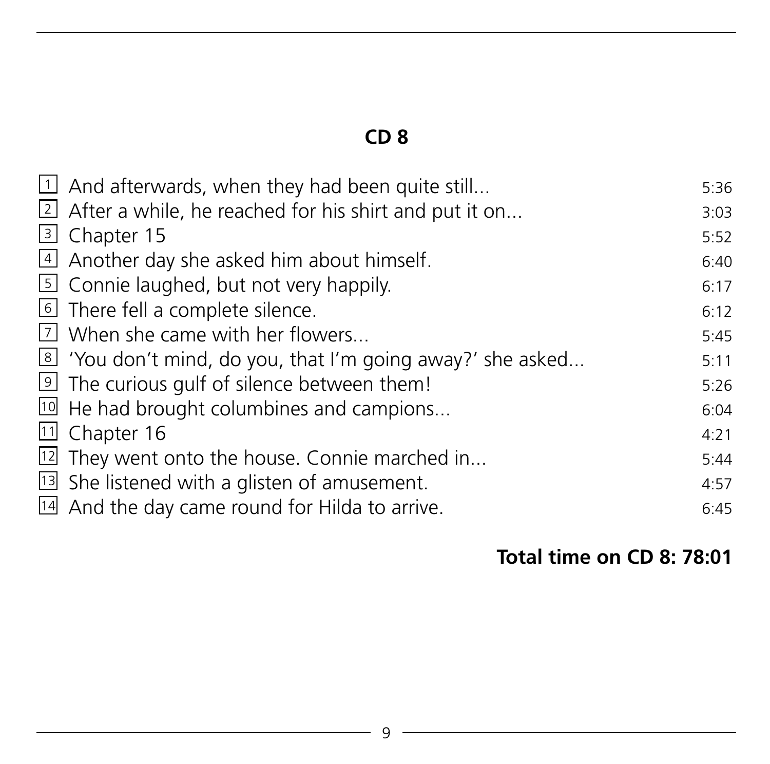## CD 8

| | | |
|---|---|---|
| 1 | And afterwards, when they had been quite still... | 5:36 |
| 2 | After a while, he reached for his shirt and put it on... | 3:03 |
| 3 | Chapter 15 | 5:52 |
| 4 | Another day she asked him about himself. | 6:40 |
| 5 | Connie laughed, but not very happily. | 6:17 |
| 6 | There fell a complete silence. | 6:12 |
| 7 | When she came with her flowers... | 5:45 |
| 8 | 'You don't mind, do you, that I'm going away?' she asked... | 5:11 |
| 9 | The curious gulf of silence between them! | 5:26 |
| 10 | He had brought columbines and campions... | 6:04 |
| 11 | Chapter 16 | 4:21 |
| 12 | They went onto the house. Connie marched in... | 5:44 |
| 13 | She listened with a glisten of amusement. | 4:57 |
| 14 | And the day came round for Hilda to arrive. | 6:45 |

**Total time on CD 8: 78:01**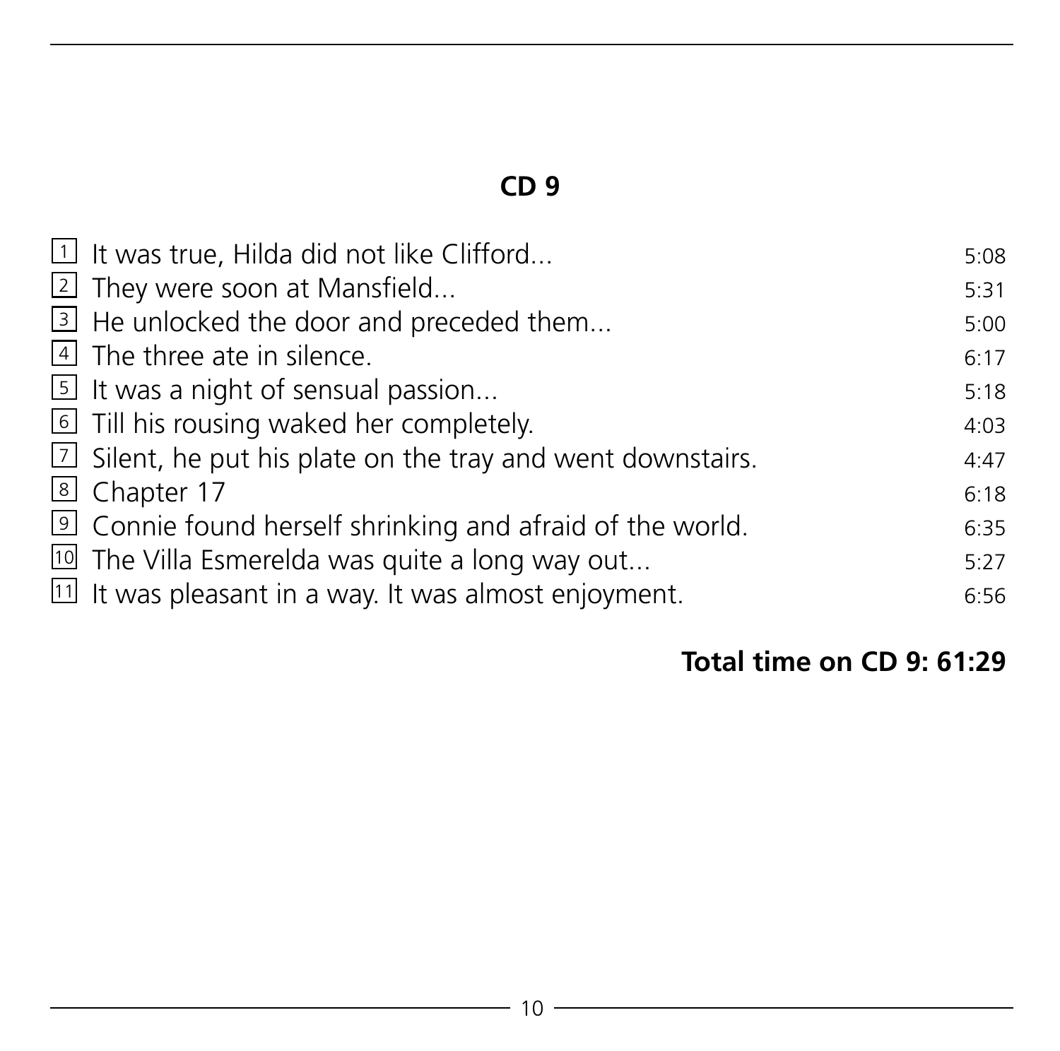## CD 9

| | | |
|---|---|---|
| 1 | It was true, Hilda did not like Clifford... | 5:08 |
| 2 | They were soon at Mansfield... | 5:31 |
| 3 | He unlocked the door and preceded them... | 5:00 |
| 4 | The three ate in silence. | 6:17 |
| 5 | It was a night of sensual passion... | 5:18 |
| 6 | Till his rousing waked her completely. | 4:03 |
| 7 | Silent, he put his plate on the tray and went downstairs. | 4:47 |
| 8 | Chapter 17 | 6:18 |
| 9 | Connie found herself shrinking and afraid of the world. | 6:35 |
| 10 | The Villa Esmerelda was quite a long way out... | 5:27 |
| 11 | It was pleasant in a way. It was almost enjoyment. | 6:56 |

**Total time on CD 9: 61:29**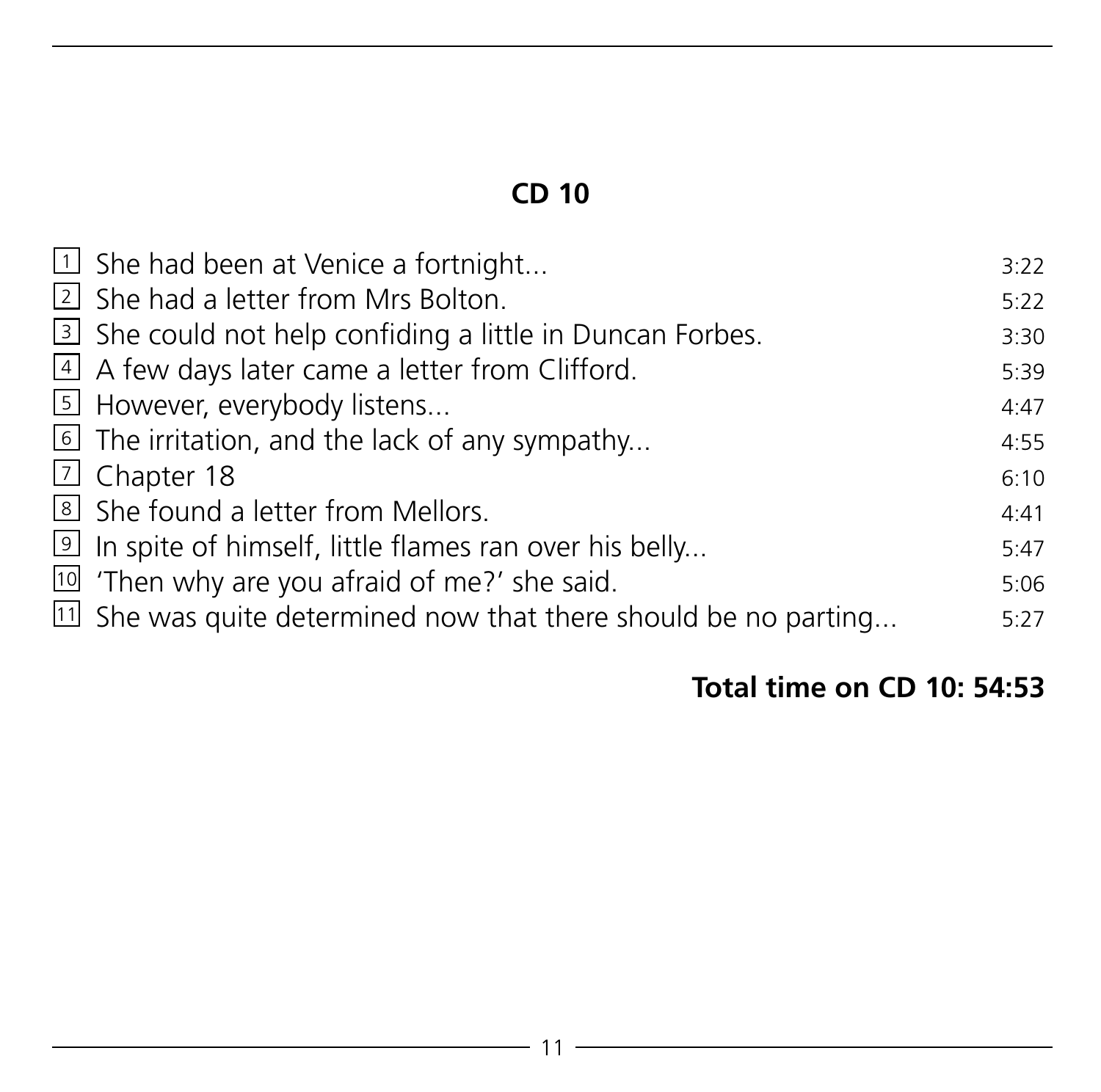## CD 10

| | | |
|---|---|---|
| 1 | She had been at Venice a fortnight... | 3:22 |
| 2 | She had a letter from Mrs Bolton. | 5:22 |
| 3 | She could not help confiding a little in Duncan Forbes. | 3:30 |
| 4 | A few days later came a letter from Clifford. | 5:39 |
| 5 | However, everybody listens... | 4:47 |
| 6 | The irritation, and the lack of any sympathy... | 4:55 |
| 7 | Chapter 18 | 6:10 |
| 8 | She found a letter from Mellors. | 4:41 |
| 9 | In spite of himself, little flames ran over his belly... | 5:47 |
| 10 | 'Then why are you afraid of me?' she said. | 5:06 |
| 11 | She was quite determined now that there should be no parting... | 5:27 |

**Total time on CD 10: 54:53**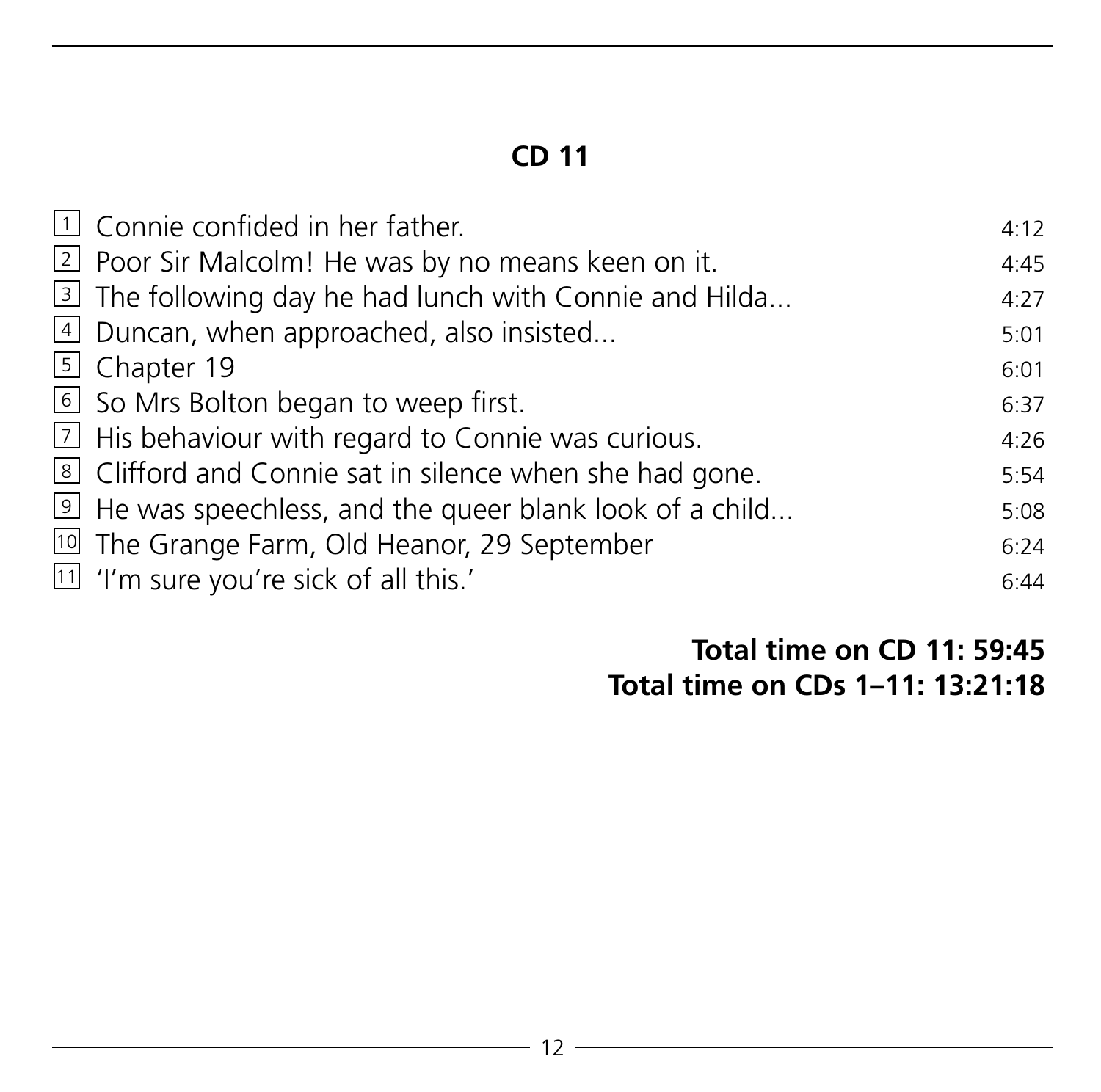## CD 11

| | | |
|---|---|---|
| 1 | Connie confided in her father. | 4:12 |
| 2 | Poor Sir Malcolm! He was by no means keen on it. | 4:45 |
| 3 | The following day he had lunch with Connie and Hilda... | 4:27 |
| 4 | Duncan, when approached, also insisted... | 5:01 |
| 5 | Chapter 19 | 6:01 |
| 6 | So Mrs Bolton began to weep first. | 6:37 |
| 7 | His behaviour with regard to Connie was curious. | 4:26 |
| 8 | Clifford and Connie sat in silence when she had gone. | 5:54 |
| 9 | He was speechless, and the queer blank look of a child... | 5:08 |
| 10 | The Grange Farm, Old Heanor, 29 September | 6:24 |
| 11 | 'I'm sure you're sick of all this.' | 6:44 |

**Total time on CD 11: 59:45**
**Total time on CDs 1–11: 13:21:18**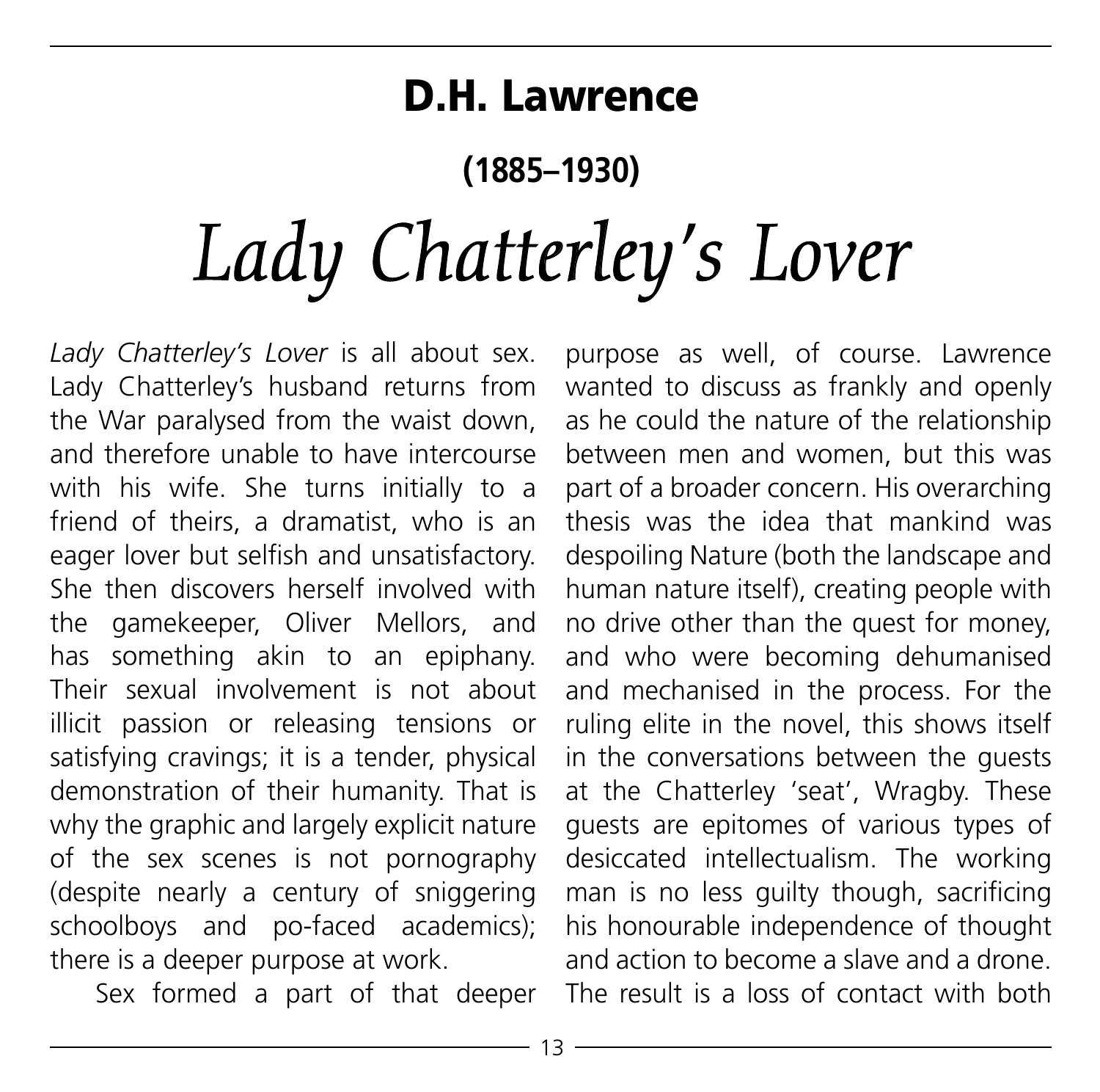# D.H. Lawrence

## (1885–1930)

# *Lady Chatterley's Lover*

*Lady Chatterley's Lover* is all about sex. Lady Chatterley's husband returns from the War paralysed from the waist down, and therefore unable to have intercourse with his wife. She turns initially to a friend of theirs, a dramatist, who is an eager lover but selfish and unsatisfactory. She then discovers herself involved with the gamekeeper, Oliver Mellors, and has something akin to an epiphany. Their sexual involvement is not about illicit passion or releasing tensions or satisfying cravings; it is a tender, physical demonstration of their humanity. That is why the graphic and largely explicit nature of the sex scenes is not pornography (despite nearly a century of sniggering schoolboys and po-faced academics); there is a deeper purpose at work.

Sex formed a part of that deeper purpose as well, of course. Lawrence wanted to discuss as frankly and openly as he could the nature of the relationship between men and women, but this was part of a broader concern. His overarching thesis was the idea that mankind was despoiling Nature (both the landscape and human nature itself), creating people with no drive other than the quest for money, and who were becoming dehumanised and mechanised in the process. For the ruling elite in the novel, this shows itself in the conversations between the guests at the Chatterley 'seat', Wragby. These guests are epitomes of various types of desiccated intellectualism. The working man is no less guilty though, sacrificing his honourable independence of thought and action to become a slave and a drone. The result is a loss of contact with both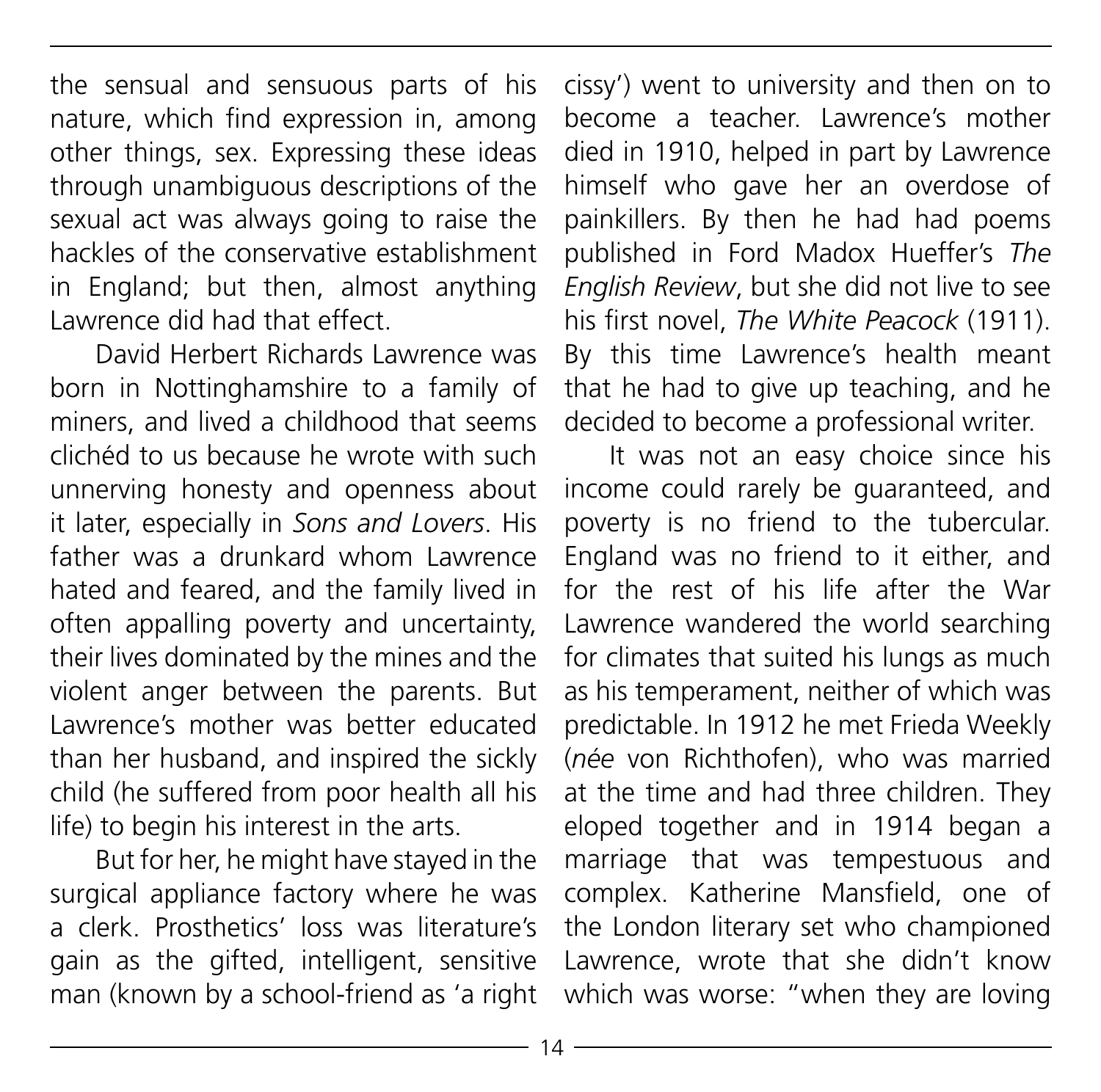the sensual and sensuous parts of his nature, which find expression in, among other things, sex. Expressing these ideas through unambiguous descriptions of the sexual act was always going to raise the hackles of the conservative establishment in England; but then, almost anything Lawrence did had that effect.

David Herbert Richards Lawrence was born in Nottinghamshire to a family of miners, and lived a childhood that seems clichéd to us because he wrote with such unnerving honesty and openness about it later, especially in *Sons and Lovers*. His father was a drunkard whom Lawrence hated and feared, and the family lived in often appalling poverty and uncertainty, their lives dominated by the mines and the violent anger between the parents. But Lawrence's mother was better educated than her husband, and inspired the sickly child (he suffered from poor health all his life) to begin his interest in the arts.

But for her, he might have stayed in the surgical appliance factory where he was a clerk. Prosthetics' loss was literature's gain as the gifted, intelligent, sensitive man (known by a school-friend as 'a right cissy') went to university and then on to become a teacher. Lawrence's mother died in 1910, helped in part by Lawrence himself who gave her an overdose of painkillers. By then he had had poems published in Ford Madox Hueffer's *The English Review*, but she did not live to see his first novel, *The White Peacock* (1911). By this time Lawrence's health meant that he had to give up teaching, and he decided to become a professional writer.

It was not an easy choice since his income could rarely be guaranteed, and poverty is no friend to the tubercular. England was no friend to it either, and for the rest of his life after the War Lawrence wandered the world searching for climates that suited his lungs as much as his temperament, neither of which was predictable. In 1912 he met Frieda Weekly (*née* von Richthofen), who was married at the time and had three children. They eloped together and in 1914 began a marriage that was tempestuous and complex. Katherine Mansfield, one of the London literary set who championed Lawrence, wrote that she didn't know which was worse: "when they are loving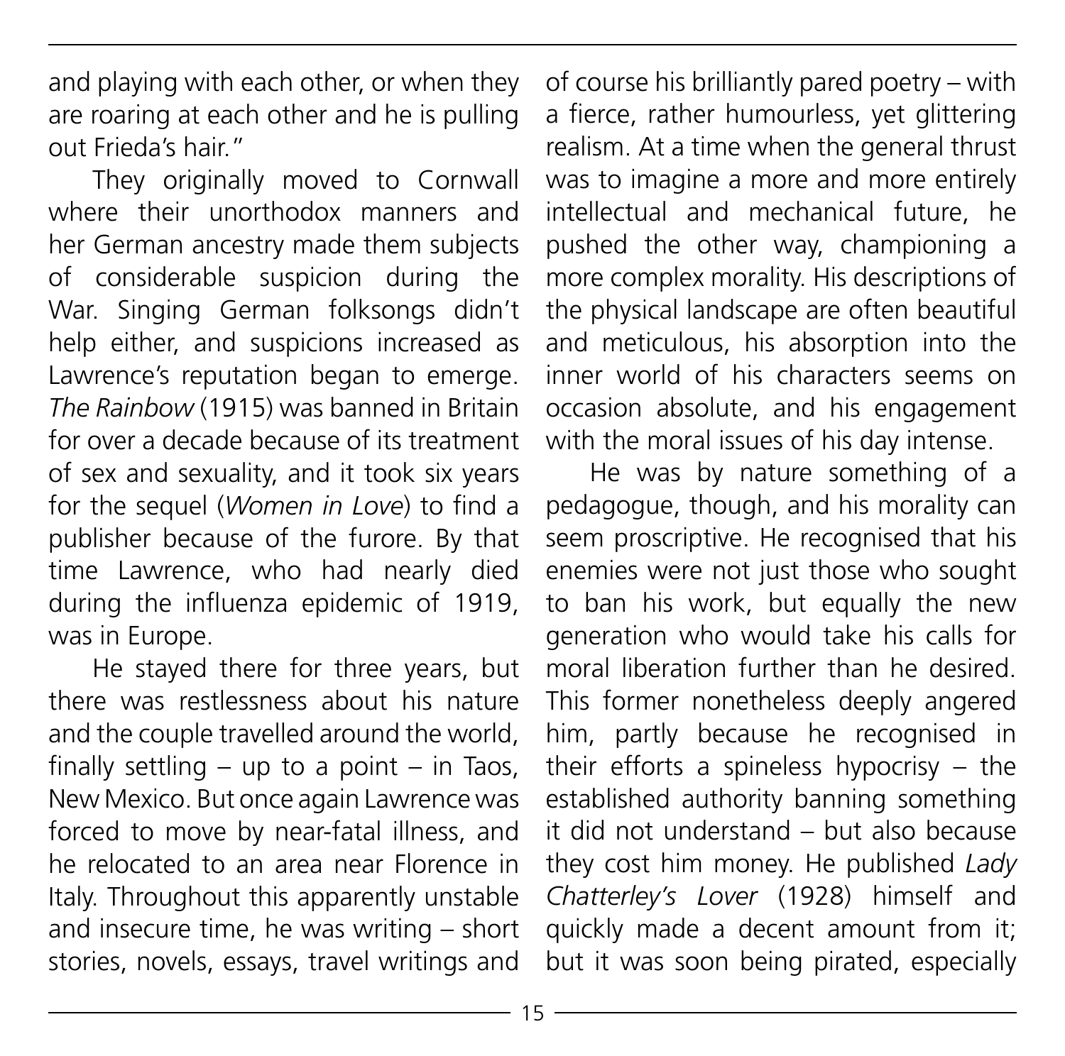and playing with each other, or when they are roaring at each other and he is pulling out Frieda's hair."

They originally moved to Cornwall where their unorthodox manners and her German ancestry made them subjects of considerable suspicion during the War. Singing German folksongs didn't help either, and suspicions increased as Lawrence's reputation began to emerge. *The Rainbow* (1915) was banned in Britain for over a decade because of its treatment of sex and sexuality, and it took six years for the sequel (*Women in Love*) to find a publisher because of the furore. By that time Lawrence, who had nearly died during the influenza epidemic of 1919, was in Europe.

He stayed there for three years, but there was restlessness about his nature and the couple travelled around the world, finally settling – up to a point – in Taos, New Mexico. But once again Lawrence was forced to move by near-fatal illness, and he relocated to an area near Florence in Italy. Throughout this apparently unstable and insecure time, he was writing – short stories, novels, essays, travel writings and of course his brilliantly pared poetry – with a fierce, rather humourless, yet glittering realism. At a time when the general thrust was to imagine a more and more entirely intellectual and mechanical future, he pushed the other way, championing a more complex morality. His descriptions of the physical landscape are often beautiful and meticulous, his absorption into the inner world of his characters seems on occasion absolute, and his engagement with the moral issues of his day intense.

He was by nature something of a pedagogue, though, and his morality can seem proscriptive. He recognised that his enemies were not just those who sought to ban his work, but equally the new generation who would take his calls for moral liberation further than he desired. This former nonetheless deeply angered him, partly because he recognised in their efforts a spineless hypocrisy – the established authority banning something it did not understand – but also because they cost him money. He published *Lady Chatterley's Lover* (1928) himself and quickly made a decent amount from it; but it was soon being pirated, especially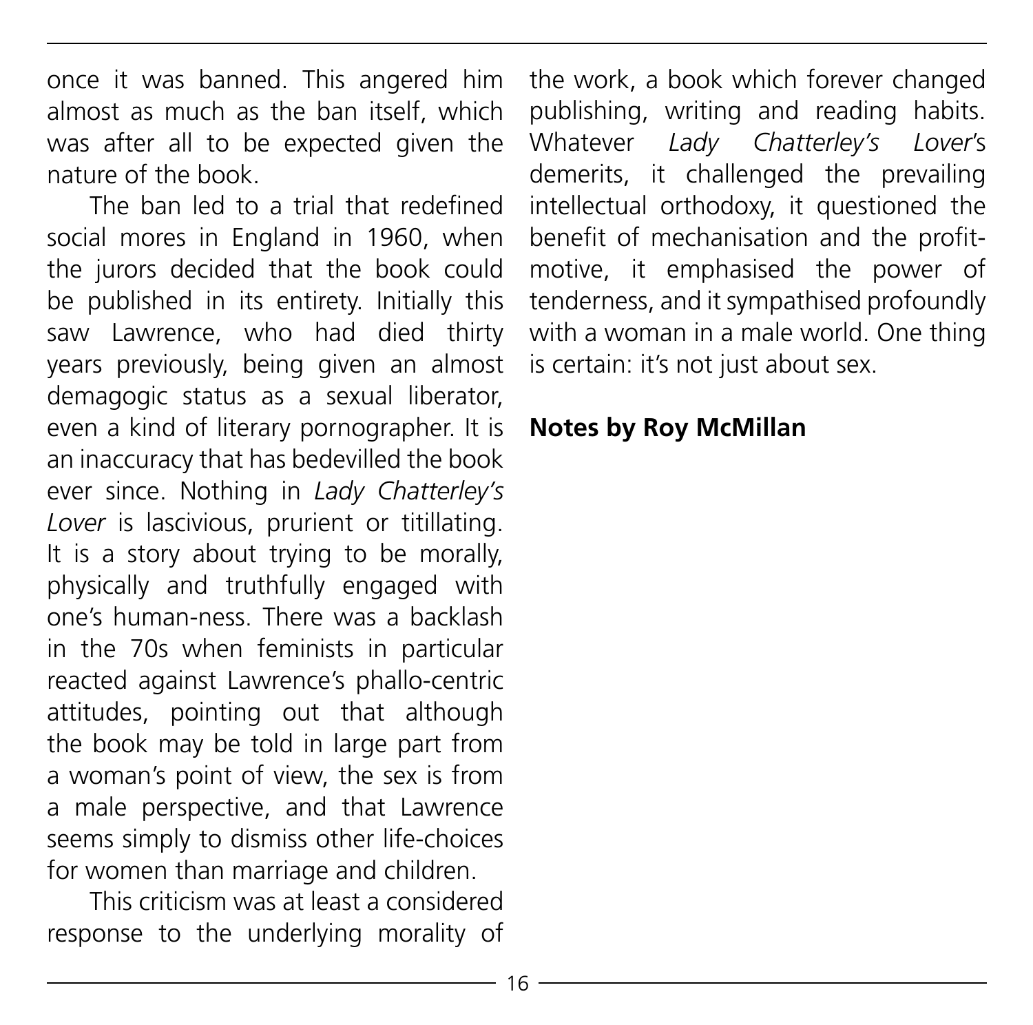once it was banned. This angered him almost as much as the ban itself, which was after all to be expected given the nature of the book.

The ban led to a trial that redefined social mores in England in 1960, when the jurors decided that the book could be published in its entirety. Initially this saw Lawrence, who had died thirty years previously, being given an almost demagogic status as a sexual liberator, even a kind of literary pornographer. It is an inaccuracy that has bedevilled the book ever since. Nothing in *Lady Chatterley's Lover* is lascivious, prurient or titillating. It is a story about trying to be morally, physically and truthfully engaged with one's human-ness. There was a backlash in the 70s when feminists in particular reacted against Lawrence's phallo-centric attitudes, pointing out that although the book may be told in large part from a woman's point of view, the sex is from a male perspective, and that Lawrence seems simply to dismiss other life-choices for women than marriage and children.

This criticism was at least a considered response to the underlying morality of the work, a book which forever changed publishing, writing and reading habits. Whatever *Lady Chatterley's Lover*'s demerits, it challenged the prevailing intellectual orthodoxy, it questioned the benefit of mechanisation and the profit-motive, it emphasised the power of tenderness, and it sympathised profoundly with a woman in a male world. One thing is certain: it's not just about sex.

**Notes by Roy McMillan**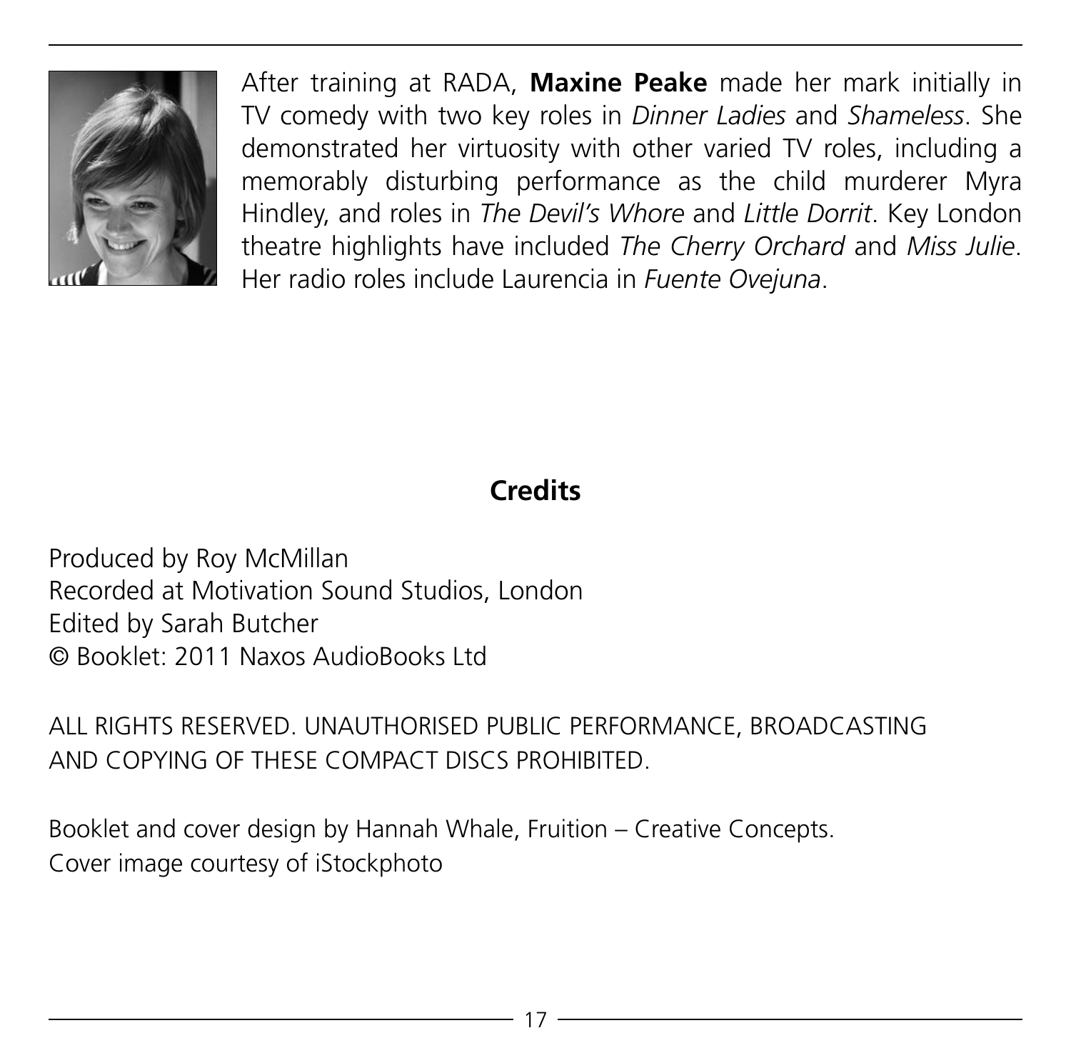After training at RADA, **Maxine Peake** made her mark initially in TV comedy with two key roles in *Dinner Ladies* and *Shameless*. She demonstrated her virtuosity with other varied TV roles, including a memorably disturbing performance as the child murderer Myra Hindley, and roles in *The Devil's Whore* and *Little Dorrit*. Key London theatre highlights have included *The Cherry Orchard* and *Miss Julie*. Her radio roles include Laurencia in *Fuente Ovejuna*.

## Credits

Produced by Roy McMillan
Recorded at Motivation Sound Studios, London
Edited by Sarah Butcher
© Booklet: 2011 Naxos AudioBooks Ltd

ALL RIGHTS RESERVED. UNAUTHORISED PUBLIC PERFORMANCE, BROADCASTING AND COPYING OF THESE COMPACT DISCS PROHIBITED.

Booklet and cover design by Hannah Whale, Fruition – Creative Concepts.
Cover image courtesy of iStockphoto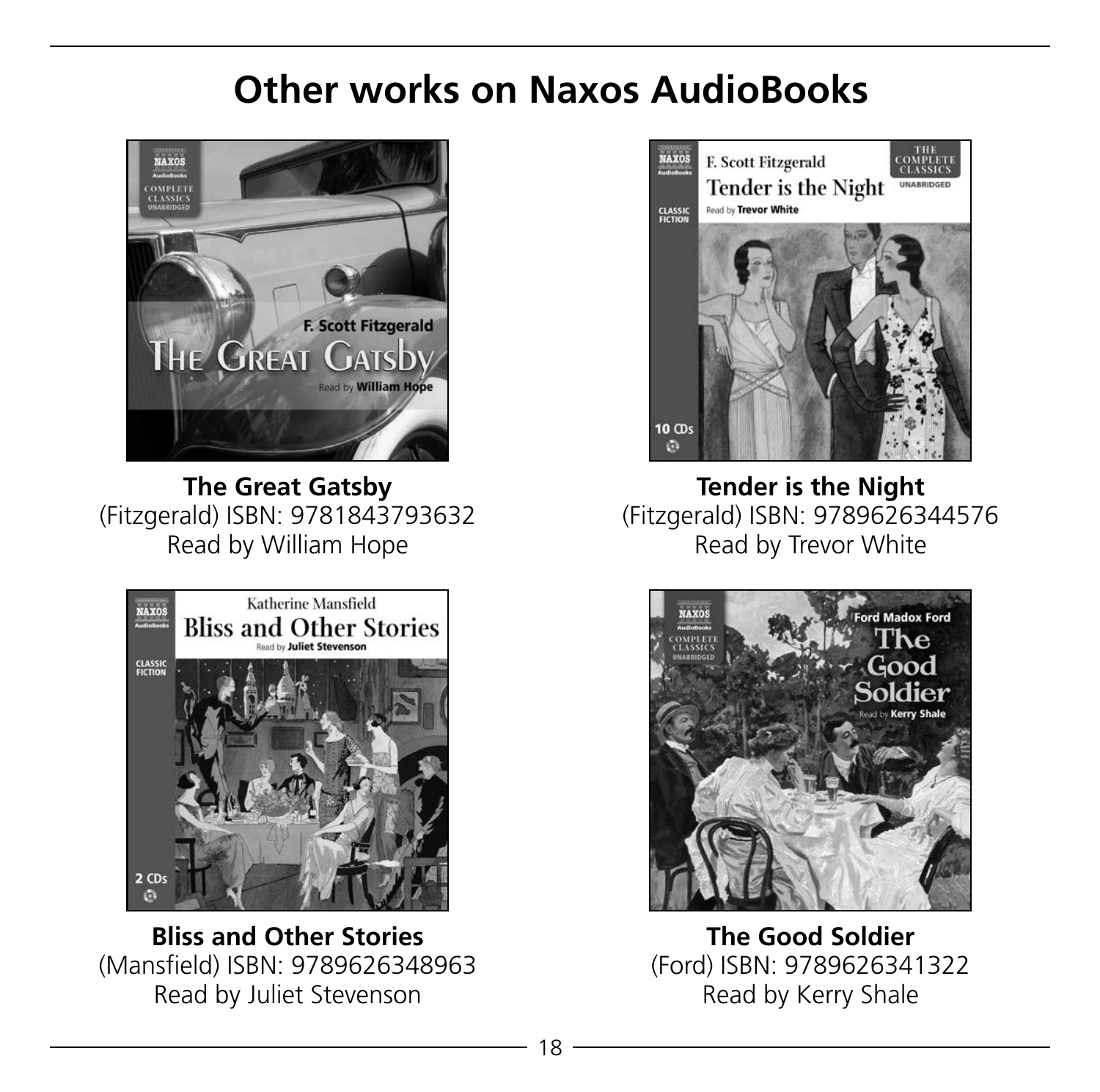# Other works on Naxos AudioBooks

**The Great Gatsby**
(Fitzgerald) ISBN: 9781843793632
Read by William Hope

**Tender is the Night**
(Fitzgerald) ISBN: 9789626344576
Read by Trevor White

**Bliss and Other Stories**
(Mansfield) ISBN: 9789626348963
Read by Juliet Stevenson

**The Good Soldier**
(Ford) ISBN: 9789626341322
Read by Kerry Shale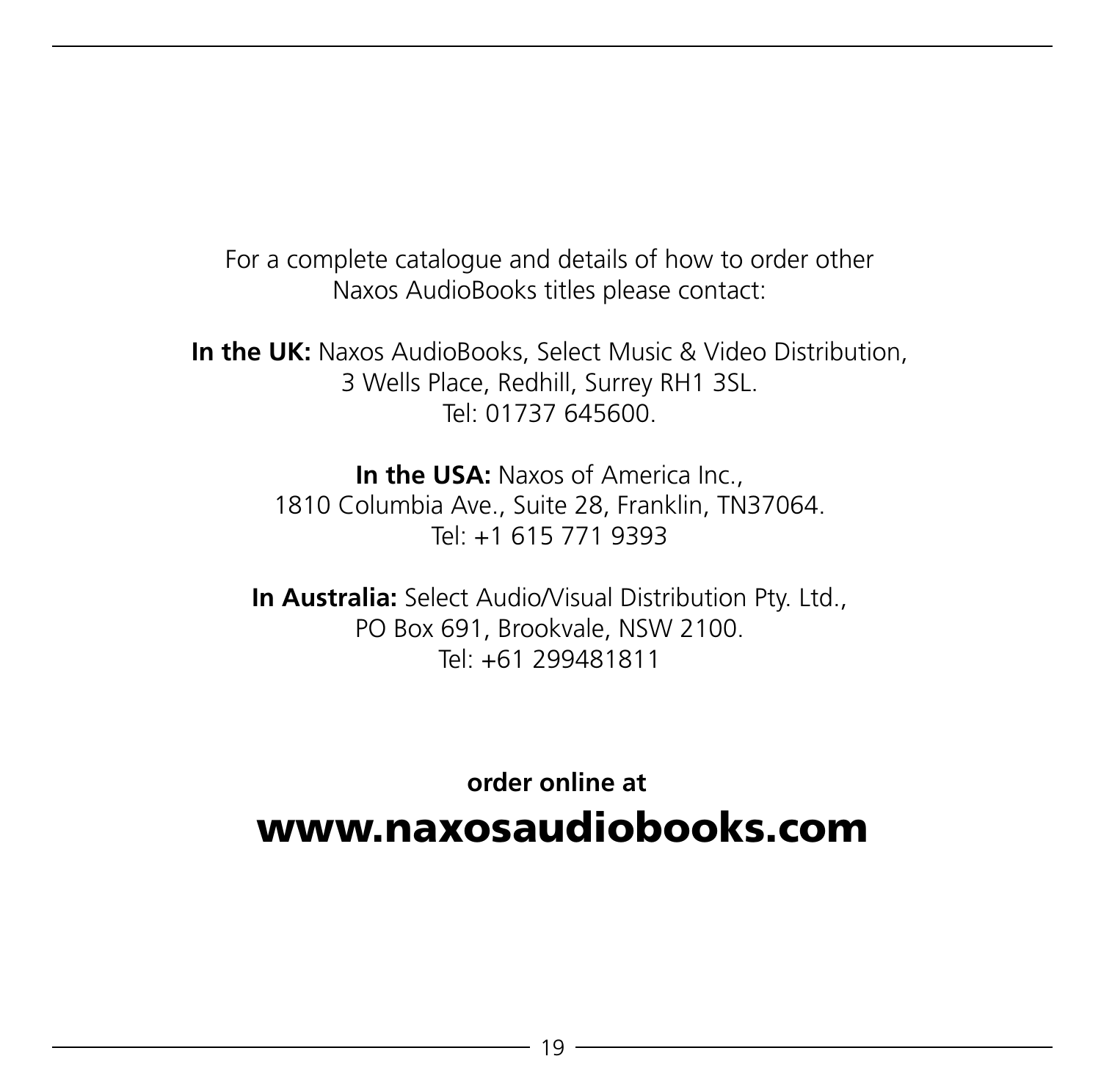For a complete catalogue and details of how to order other Naxos AudioBooks titles please contact:

**In the UK:** Naxos AudioBooks, Select Music & Video Distribution, 3 Wells Place, Redhill, Surrey RH1 3SL.
Tel: 01737 645600.

**In the USA:** Naxos of America Inc., 1810 Columbia Ave., Suite 28, Franklin, TN37064.
Tel: +1 615 771 9393

**In Australia:** Select Audio/Visual Distribution Pty. Ltd., PO Box 691, Brookvale, NSW 2100.
Tel: +61 299481811

**order online at**

**www.naxosaudiobooks.com**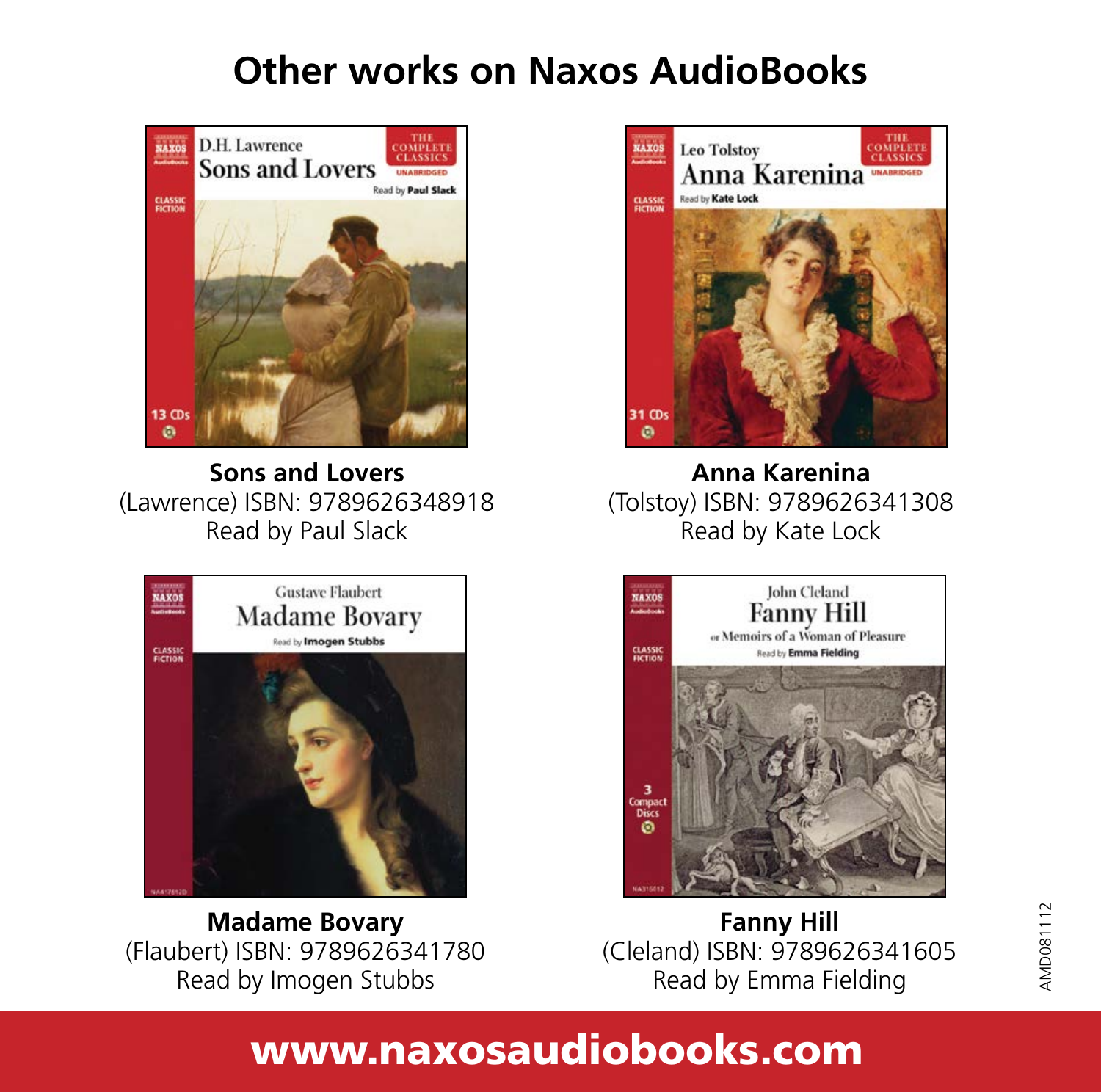# Other works on Naxos AudioBooks

**Sons and Lovers**
(Lawrence) ISBN: 9789626348918
Read by Paul Slack

**Anna Karenina**
(Tolstoy) ISBN: 9789626341308
Read by Kate Lock

**Madame Bovary**
(Flaubert) ISBN: 9789626341780
Read by Imogen Stubbs

**Fanny Hill**
(Cleland) ISBN: 9789626341605
Read by Emma Fielding

AMD081112

**www.naxosaudiobooks.com**